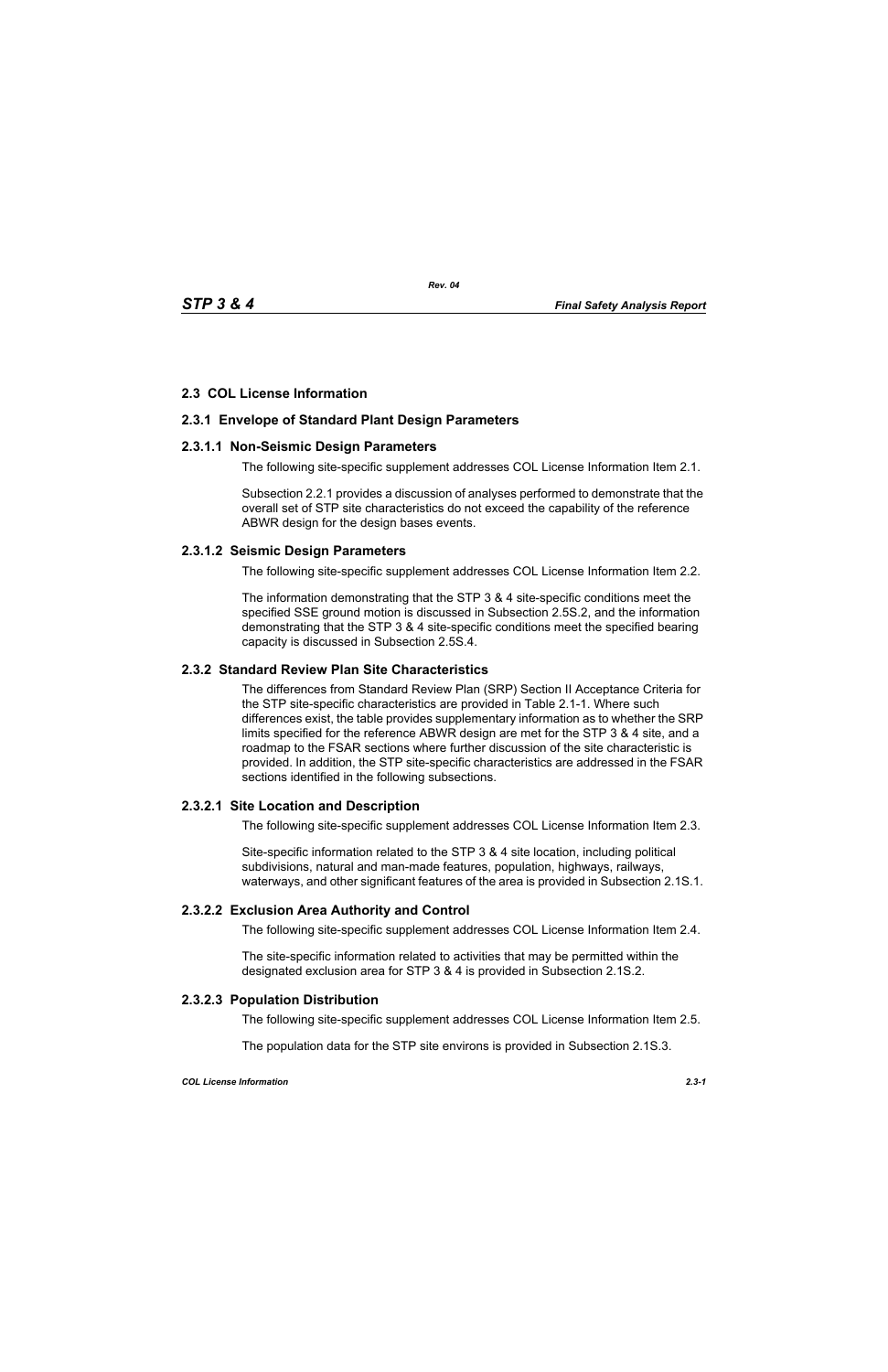## 2.3 COL License Information

### 2.3.1 Envelope of Standard Plant Design Parameters

#### 2.3.1.1 Non-Seismic Design Parameters

The following site-specific supplement addresses COL License Information Item 2.1.

Subsection 2.2.1 provides a discussion of analyses performed to demonstrate that the overall set of STP site characteristics do not exceed the capability of the reference ABWR design for the design bases events.

#### 2.3.1.2 Seismic Design Parameters

The following site-specific supplement addresses COL License Information Item 2.2.

The information demonstrating that the STP 3 & 4 site-specific conditions meet the specified SSE ground motion is discussed in Subsection 2.5S.2, and the information demonstrating that the STP 3 & 4 site-specific conditions meet the specified bearing capacity is discussed in Subsection 2.5S.4.

### 2.3.2 Standard Review Plan Site Characteristics

The differences from Standard Review Plan (SRP) Section II Acceptance Criteria for the STP site-specific characteristics are provided in Table 2.1-1. Where such differences exist, the table provides supplementary information as to whether the SRP limits specified for the reference ABWR design are met for the STP 3 & 4 site, and a roadmap to the FSAR sections where further discussion of the site characteristic is provided. In addition, the STP site-specific characteristics are addressed in the FSAR sections identified in the following subsections.

#### 2.3.2.1 Site Location and Description

The following site-specific supplement addresses COL License Information Item 2.3.

Site-specific information related to the STP 3 & 4 site location, including political subdivisions, natural and man-made features, population, highways, railways, waterways, and other significant features of the area is provided in Subsection 2.1S.1.

#### 2.3.2.2 Exclusion Area Authority and Control

The following site-specific supplement addresses COL License Information Item 2.4.

The site-specific information related to activities that may be permitted within the designated exclusion area for STP 3 & 4 is provided in Subsection 2.1S.2.

#### 2.3.2.3 Population Distribution

The following site-specific supplement addresses COL License Information Item 2.5.

The population data for the STP site environs is provided in Subsection 2.1S.3.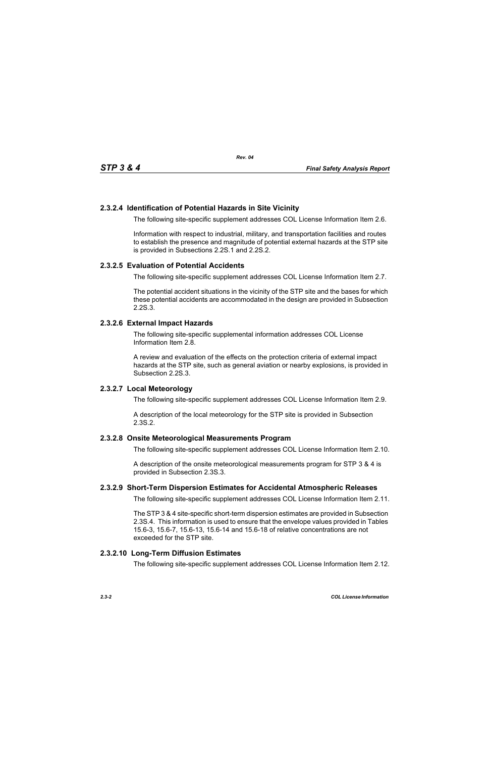### 2.3.2.4 Identification of Potential Hazards in Site Vicinity

The following site-specific supplement addresses COL License Information Item 2.6.

Information with respect to industrial, military, and transportation facilities and routes to establish the presence and magnitude of potential external hazards at the STP site is provided in Subsections 2.2S.1 and 2.2S.2.

### 2.3.2.5 Evaluation of Potential Accidents

The following site-specific supplement addresses COL License Information Item 2.7.

The potential accident situations in the vicinity of the STP site and the bases for which these potential accidents are accommodated in the design are provided in Subsection 2.2S.3.

### 2.3.2.6 External Impact Hazards

The following site-specific supplemental information addresses COL License Information Item 2.8.

A review and evaluation of the effects on the protection criteria of external impact hazards at the STP site, such as general aviation or nearby explosions, is provided in Subsection 2.2S.3.

### 2.3.2.7 Local Meteorology

The following site-specific supplement addresses COL License Information Item 2.9.

A description of the local meteorology for the STP site is provided in Subsection 2.3S.2.

### 2.3.2.8 Onsite Meteorological Measurements Program

The following site-specific supplement addresses COL License Information Item 2.10.

A description of the onsite meteorological measurements program for STP 3 & 4 is provided in Subsection 2.3S.3.

### 2.3.2.9 Short-Term Dispersion Estimates for Accidental Atmospheric Releases

The following site-specific supplement addresses COL License Information Item 2.11.

The STP 3 & 4 site-specific short-term dispersion estimates are provided in Subsection 2.3S.4. This information is used to ensure that the envelope values provided in Tables 15.6-3, 15.6-7, 15.6-13, 15.6-14 and 15.6-18 of relative concentrations are not exceeded for the STP site.

### 2.3.2.10 Long-Term Diffusion Estimates

The following site-specific supplement addresses COL License Information Item 2.12.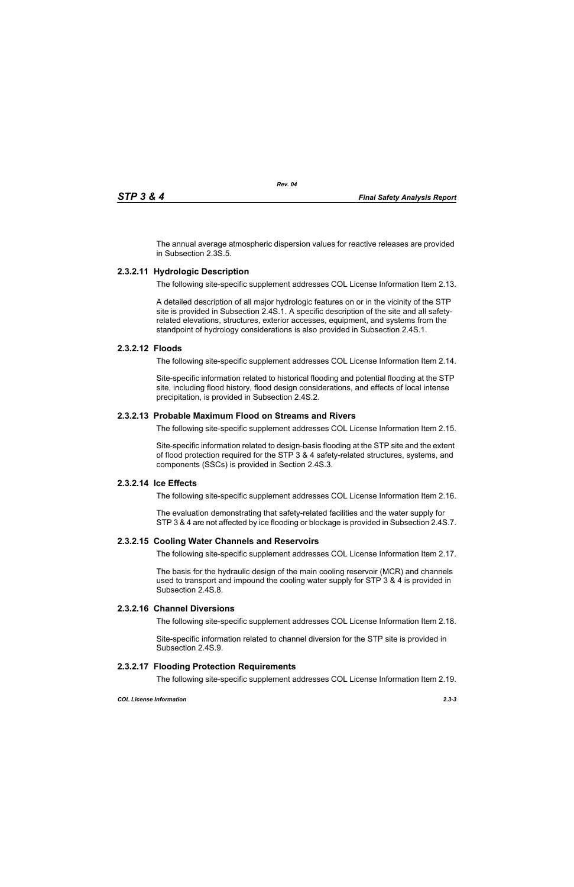The annual average atmospheric dispersion values for reactive releases are provided in Subsection 2.3S.5.

### 2.3.2.11 Hydrologic Description

The following site-specific supplement addresses COL License Information Item 2.13.

A detailed description of all major hydrologic features on or in the vicinity of the STP site is provided in Subsection 2.4S.1. A specific description of the site and all safety-related elevations, structures, exterior accesses, equipment, and systems from the standpoint of hydrology considerations is also provided in Subsection 2.4S.1.

### 2.3.2.12 Floods

The following site-specific supplement addresses COL License Information Item 2.14.

Site-specific information related to historical flooding and potential flooding at the STP site, including flood history, flood design considerations, and effects of local intense precipitation, is provided in Subsection 2.4S.2.

### 2.3.2.13 Probable Maximum Flood on Streams and Rivers

The following site-specific supplement addresses COL License Information Item 2.15.

Site-specific information related to design-basis flooding at the STP site and the extent of flood protection required for the STP 3 & 4 safety-related structures, systems, and components (SSCs) is provided in Section 2.4S.3.

### 2.3.2.14 Ice Effects

The following site-specific supplement addresses COL License Information Item 2.16.

The evaluation demonstrating that safety-related facilities and the water supply for STP 3 & 4 are not affected by ice flooding or blockage is provided in Subsection 2.4S.7.

### 2.3.2.15 Cooling Water Channels and Reservoirs

The following site-specific supplement addresses COL License Information Item 2.17.

The basis for the hydraulic design of the main cooling reservoir (MCR) and channels used to transport and impound the cooling water supply for STP 3 & 4 is provided in Subsection 2.4S.8.

### 2.3.2.16 Channel Diversions

The following site-specific supplement addresses COL License Information Item 2.18.

Site-specific information related to channel diversion for the STP site is provided in Subsection 2.4S.9.

### 2.3.2.17 Flooding Protection Requirements

The following site-specific supplement addresses COL License Information Item 2.19.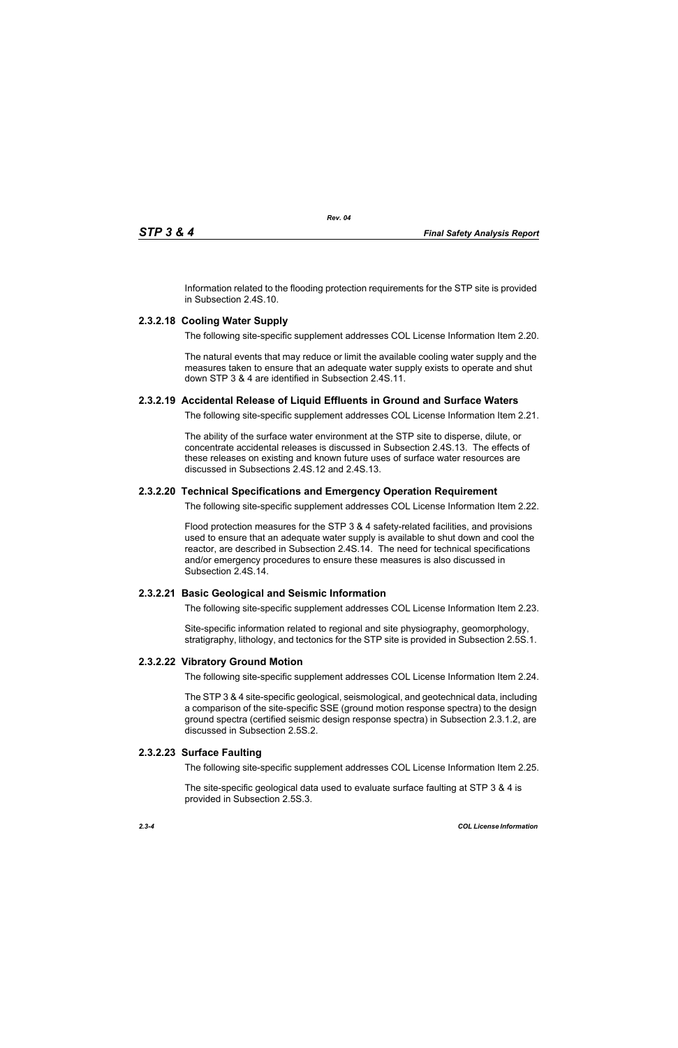Information related to the flooding protection requirements for the STP site is provided in Subsection 2.4S.10.

### 2.3.2.18 Cooling Water Supply

The following site-specific supplement addresses COL License Information Item 2.20.

The natural events that may reduce or limit the available cooling water supply and the measures taken to ensure that an adequate water supply exists to operate and shut down STP 3 & 4 are identified in Subsection 2.4S.11.

### 2.3.2.19 Accidental Release of Liquid Effluents in Ground and Surface Waters

The following site-specific supplement addresses COL License Information Item 2.21.

The ability of the surface water environment at the STP site to disperse, dilute, or concentrate accidental releases is discussed in Subsection 2.4S.13. The effects of these releases on existing and known future uses of surface water resources are discussed in Subsections 2.4S.12 and 2.4S.13.

### 2.3.2.20 Technical Specifications and Emergency Operation Requirement

The following site-specific supplement addresses COL License Information Item 2.22.

Flood protection measures for the STP 3 & 4 safety-related facilities, and provisions used to ensure that an adequate water supply is available to shut down and cool the reactor, are described in Subsection 2.4S.14. The need for technical specifications and/or emergency procedures to ensure these measures is also discussed in Subsection 2.4S.14.

### 2.3.2.21 Basic Geological and Seismic Information

The following site-specific supplement addresses COL License Information Item 2.23.

Site-specific information related to regional and site physiography, geomorphology, stratigraphy, lithology, and tectonics for the STP site is provided in Subsection 2.5S.1.

### 2.3.2.22 Vibratory Ground Motion

The following site-specific supplement addresses COL License Information Item 2.24.

The STP 3 & 4 site-specific geological, seismological, and geotechnical data, including a comparison of the site-specific SSE (ground motion response spectra) to the design ground spectra (certified seismic design response spectra) in Subsection 2.3.1.2, are discussed in Subsection 2.5S.2.

### 2.3.2.23 Surface Faulting

The following site-specific supplement addresses COL License Information Item 2.25.

The site-specific geological data used to evaluate surface faulting at STP 3 & 4 is provided in Subsection 2.5S.3.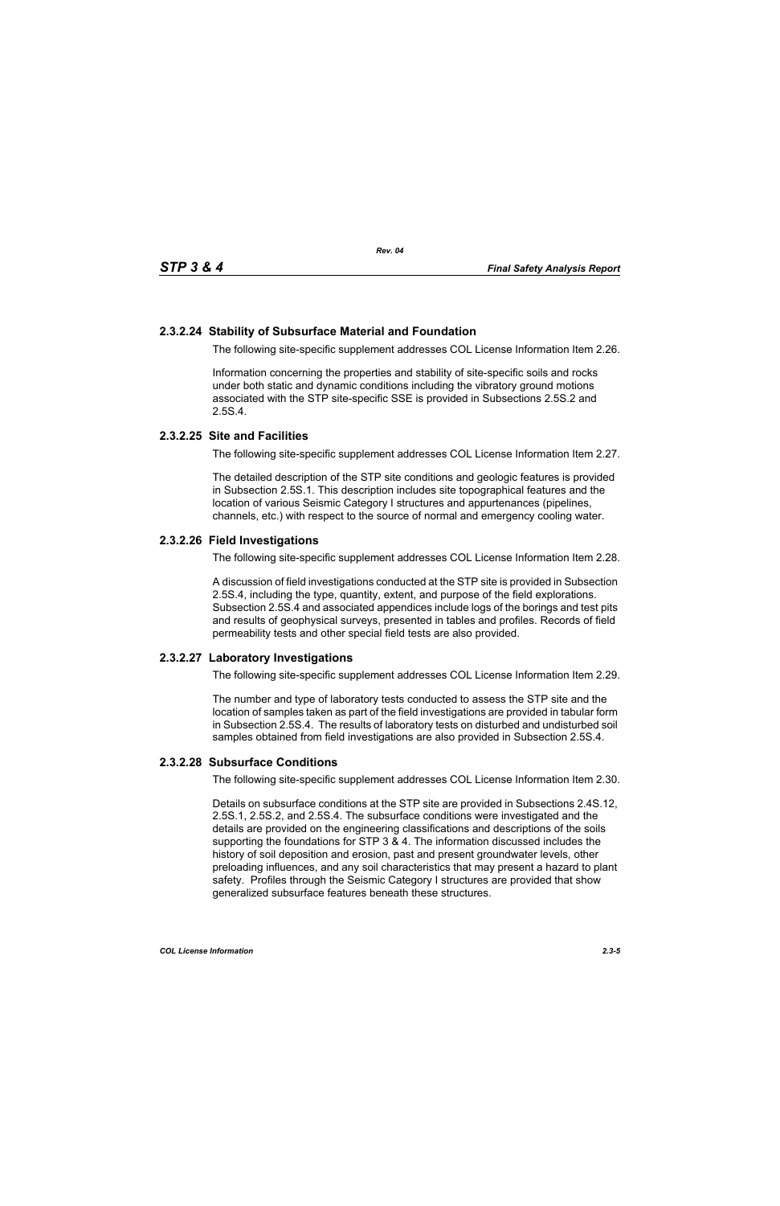### 2.3.2.24 Stability of Subsurface Material and Foundation

The following site-specific supplement addresses COL License Information Item 2.26.

Information concerning the properties and stability of site-specific soils and rocks under both static and dynamic conditions including the vibratory ground motions associated with the STP site-specific SSE is provided in Subsections 2.5S.2 and 2.5S.4.

### 2.3.2.25 Site and Facilities

The following site-specific supplement addresses COL License Information Item 2.27.

The detailed description of the STP site conditions and geologic features is provided in Subsection 2.5S.1. This description includes site topographical features and the location of various Seismic Category I structures and appurtenances (pipelines, channels, etc.) with respect to the source of normal and emergency cooling water.

### 2.3.2.26 Field Investigations

The following site-specific supplement addresses COL License Information Item 2.28.

A discussion of field investigations conducted at the STP site is provided in Subsection 2.5S.4, including the type, quantity, extent, and purpose of the field explorations. Subsection 2.5S.4 and associated appendices include logs of the borings and test pits and results of geophysical surveys, presented in tables and profiles. Records of field permeability tests and other special field tests are also provided.

### 2.3.2.27 Laboratory Investigations

The following site-specific supplement addresses COL License Information Item 2.29.

The number and type of laboratory tests conducted to assess the STP site and the location of samples taken as part of the field investigations are provided in tabular form in Subsection 2.5S.4. The results of laboratory tests on disturbed and undisturbed soil samples obtained from field investigations are also provided in Subsection 2.5S.4.

### 2.3.2.28 Subsurface Conditions

The following site-specific supplement addresses COL License Information Item 2.30.

Details on subsurface conditions at the STP site are provided in Subsections 2.4S.12, 2.5S.1, 2.5S.2, and 2.5S.4. The subsurface conditions were investigated and the details are provided on the engineering classifications and descriptions of the soils supporting the foundations for STP 3 & 4. The information discussed includes the history of soil deposition and erosion, past and present groundwater levels, other preloading influences, and any soil characteristics that may present a hazard to plant safety. Profiles through the Seismic Category I structures are provided that show generalized subsurface features beneath these structures.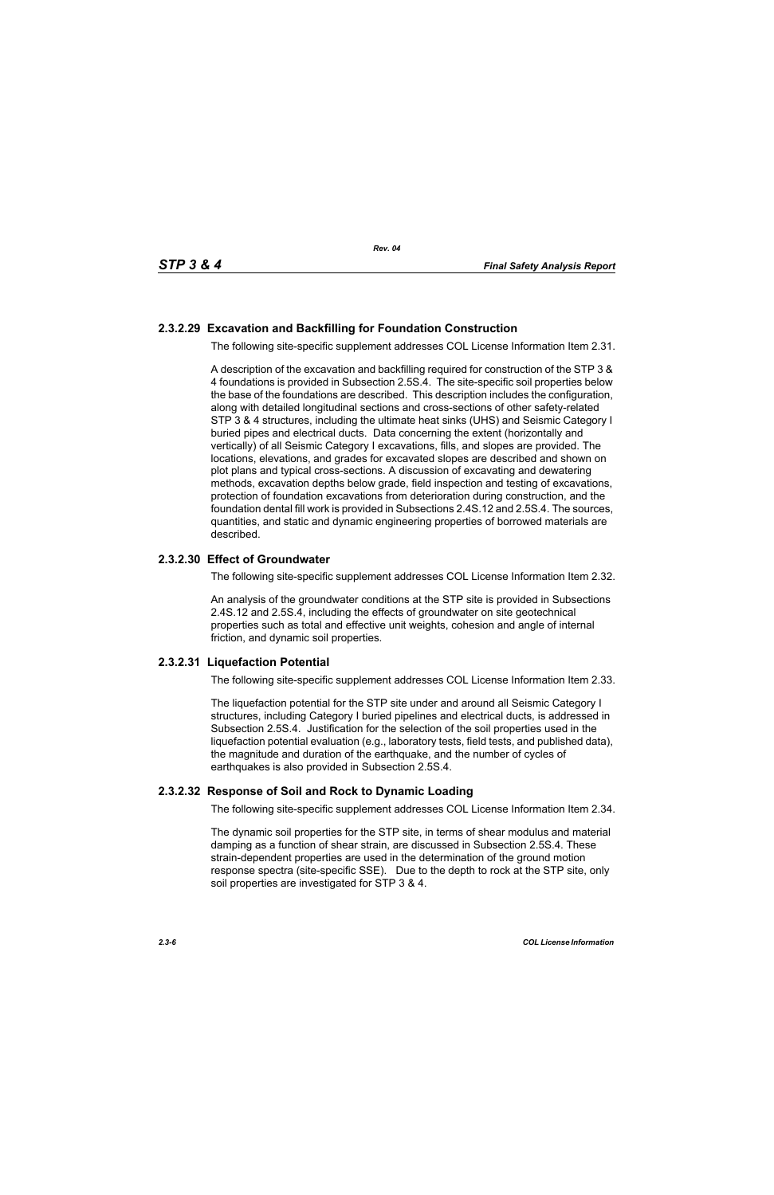### 2.3.2.29 Excavation and Backfilling for Foundation Construction

The following site-specific supplement addresses COL License Information Item 2.31.

A description of the excavation and backfilling required for construction of the STP 3 & 4 foundations is provided in Subsection 2.5S.4. The site-specific soil properties below the base of the foundations are described. This description includes the configuration, along with detailed longitudinal sections and cross-sections of other safety-related STP 3 & 4 structures, including the ultimate heat sinks (UHS) and Seismic Category I buried pipes and electrical ducts. Data concerning the extent (horizontally and vertically) of all Seismic Category I excavations, fills, and slopes are provided. The locations, elevations, and grades for excavated slopes are described and shown on plot plans and typical cross-sections. A discussion of excavating and dewatering methods, excavation depths below grade, field inspection and testing of excavations, protection of foundation excavations from deterioration during construction, and the foundation dental fill work is provided in Subsections 2.4S.12 and 2.5S.4. The sources, quantities, and static and dynamic engineering properties of borrowed materials are described.

### 2.3.2.30 Effect of Groundwater

The following site-specific supplement addresses COL License Information Item 2.32.

An analysis of the groundwater conditions at the STP site is provided in Subsections 2.4S.12 and 2.5S.4, including the effects of groundwater on site geotechnical properties such as total and effective unit weights, cohesion and angle of internal friction, and dynamic soil properties.

### 2.3.2.31 Liquefaction Potential

The following site-specific supplement addresses COL License Information Item 2.33.

The liquefaction potential for the STP site under and around all Seismic Category I structures, including Category I buried pipelines and electrical ducts, is addressed in Subsection 2.5S.4. Justification for the selection of the soil properties used in the liquefaction potential evaluation (e.g., laboratory tests, field tests, and published data), the magnitude and duration of the earthquake, and the number of cycles of earthquakes is also provided in Subsection 2.5S.4.

### 2.3.2.32 Response of Soil and Rock to Dynamic Loading

The following site-specific supplement addresses COL License Information Item 2.34.

The dynamic soil properties for the STP site, in terms of shear modulus and material damping as a function of shear strain, are discussed in Subsection 2.5S.4. These strain-dependent properties are used in the determination of the ground motion response spectra (site-specific SSE). Due to the depth to rock at the STP site, only soil properties are investigated for STP 3 & 4.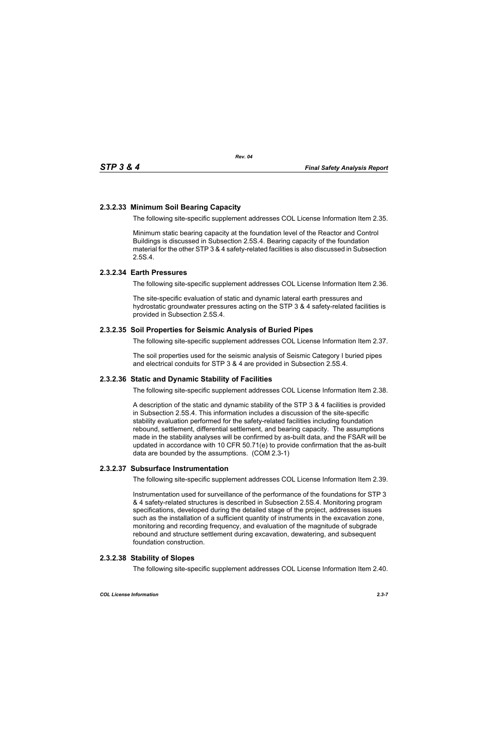### 2.3.2.33 Minimum Soil Bearing Capacity

The following site-specific supplement addresses COL License Information Item 2.35.

Minimum static bearing capacity at the foundation level of the Reactor and Control Buildings is discussed in Subsection 2.5S.4. Bearing capacity of the foundation material for the other STP 3 & 4 safety-related facilities is also discussed in Subsection 2.5S.4.

### 2.3.2.34 Earth Pressures

The following site-specific supplement addresses COL License Information Item 2.36.

The site-specific evaluation of static and dynamic lateral earth pressures and hydrostatic groundwater pressures acting on the STP 3 & 4 safety-related facilities is provided in Subsection 2.5S.4.

### 2.3.2.35 Soil Properties for Seismic Analysis of Buried Pipes

The following site-specific supplement addresses COL License Information Item 2.37.

The soil properties used for the seismic analysis of Seismic Category I buried pipes and electrical conduits for STP 3 & 4 are provided in Subsection 2.5S.4.

### 2.3.2.36 Static and Dynamic Stability of Facilities

The following site-specific supplement addresses COL License Information Item 2.38.

A description of the static and dynamic stability of the STP 3 & 4 facilities is provided in Subsection 2.5S.4. This information includes a discussion of the site-specific stability evaluation performed for the safety-related facilities including foundation rebound, settlement, differential settlement, and bearing capacity. The assumptions made in the stability analyses will be confirmed by as-built data, and the FSAR will be updated in accordance with 10 CFR 50.71(e) to provide confirmation that the as-built data are bounded by the assumptions. (COM 2.3-1)

### 2.3.2.37 Subsurface Instrumentation

The following site-specific supplement addresses COL License Information Item 2.39.

Instrumentation used for surveillance of the performance of the foundations for STP 3 & 4 safety-related structures is described in Subsection 2.5S.4. Monitoring program specifications, developed during the detailed stage of the project, addresses issues such as the installation of a sufficient quantity of instruments in the excavation zone, monitoring and recording frequency, and evaluation of the magnitude of subgrade rebound and structure settlement during excavation, dewatering, and subsequent foundation construction.

### 2.3.2.38 Stability of Slopes

The following site-specific supplement addresses COL License Information Item 2.40.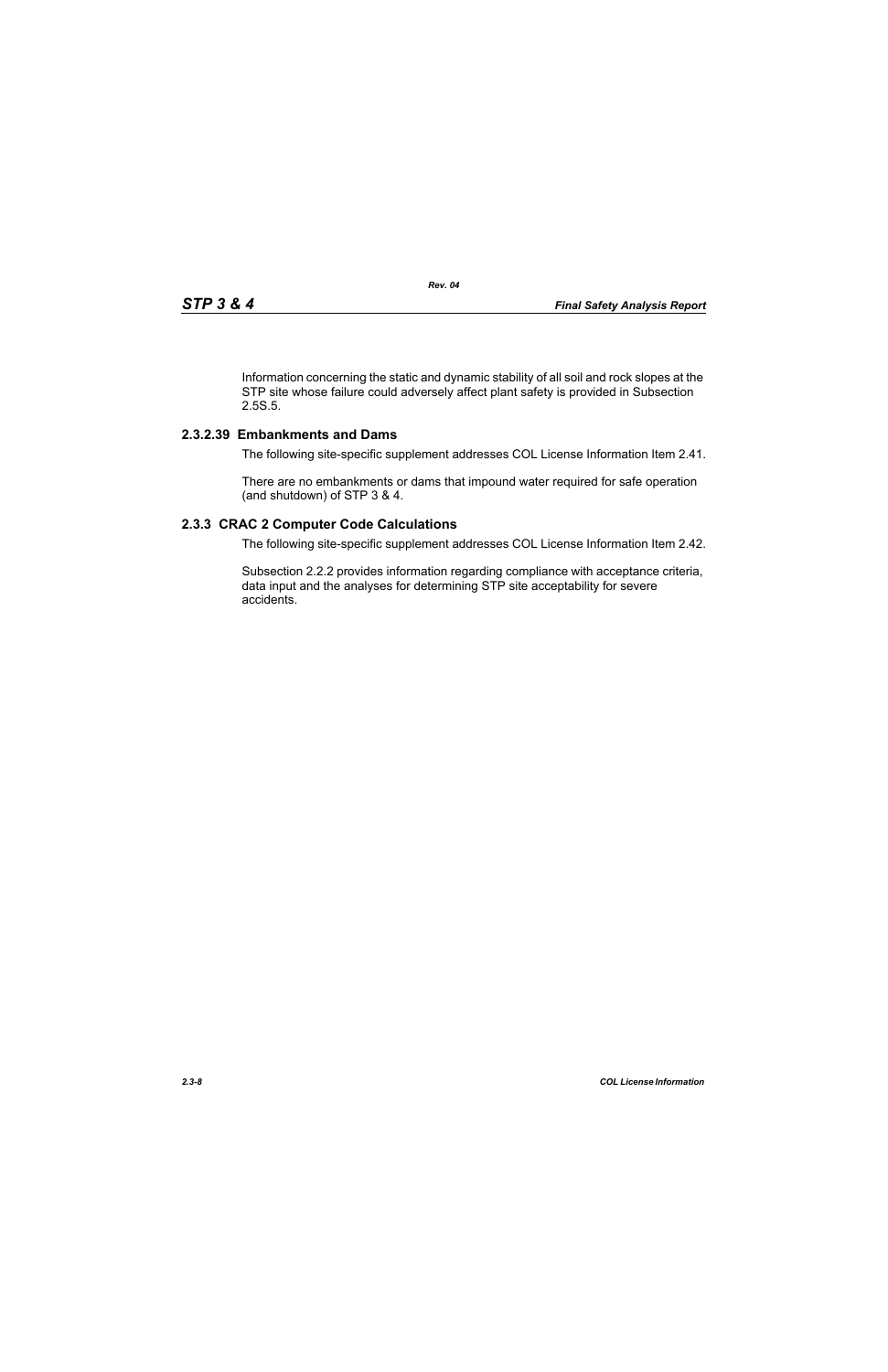Information concerning the static and dynamic stability of all soil and rock slopes at the STP site whose failure could adversely affect plant safety is provided in Subsection 2.5S.5.

### 2.3.2.39 Embankments and Dams

The following site-specific supplement addresses COL License Information Item 2.41.

There are no embankments or dams that impound water required for safe operation (and shutdown) of STP 3 & 4.

## 2.3.3 CRAC 2 Computer Code Calculations

The following site-specific supplement addresses COL License Information Item 2.42.

Subsection 2.2.2 provides information regarding compliance with acceptance criteria, data input and the analyses for determining STP site acceptability for severe accidents.